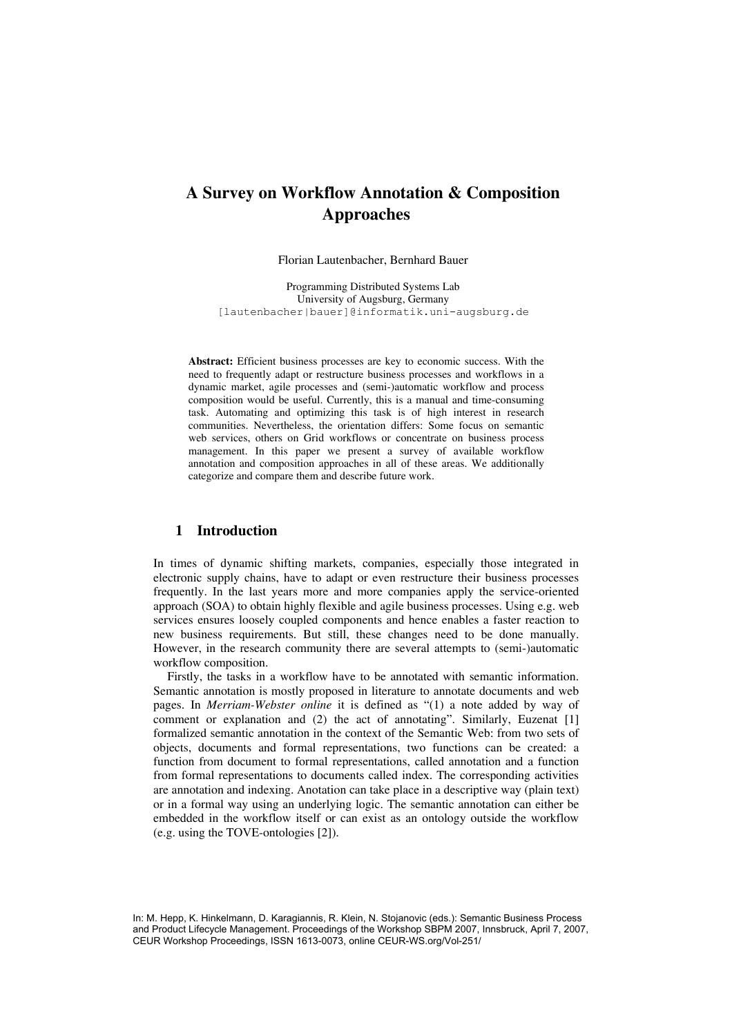# A Survey on Workflow Annotation & Composition Approaches

Florian Lautenbacher, Bernhard Bauer

Programming Distributed Systems Lab
University of Augsburg, Germany
[lautenbacher|bauer]@informatik.uni-augsburg.de

**Abstract:** Efficient business processes are key to economic success. With the need to frequently adapt or restructure business processes and workflows in a dynamic market, agile processes and (semi-)automatic workflow and process composition would be useful. Currently, this is a manual and time-consuming task. Automating and optimizing this task is of high interest in research communities. Nevertheless, the orientation differs: Some focus on semantic web services, others on Grid workflows or concentrate on business process management. In this paper we present a survey of available workflow annotation and composition approaches in all of these areas. We additionally categorize and compare them and describe future work.

## 1 Introduction

In times of dynamic shifting markets, companies, especially those integrated in electronic supply chains, have to adapt or even restructure their business processes frequently. In the last years more and more companies apply the service-oriented approach (SOA) to obtain highly flexible and agile business processes. Using e.g. web services ensures loosely coupled components and hence enables a faster reaction to new business requirements. But still, these changes need to be done manually. However, in the research community there are several attempts to (semi-)automatic workflow composition.

Firstly, the tasks in a workflow have to be annotated with semantic information. Semantic annotation is mostly proposed in literature to annotate documents and web pages. In *Merriam-Webster online* it is defined as "(1) a note added by way of comment or explanation and (2) the act of annotating". Similarly, Euzenat [1] formalized semantic annotation in the context of the Semantic Web: from two sets of objects, documents and formal representations, two functions can be created: a function from document to formal representations, called annotation and a function from formal representations to documents called index. The corresponding activities are annotation and indexing. Anotation can take place in a descriptive way (plain text) or in a formal way using an underlying logic. The semantic annotation can either be embedded in the workflow itself or can exist as an ontology outside the workflow (e.g. using the TOVE-ontologies [2]).

In: M. Hepp, K. Hinkelmann, D. Karagiannis, R. Klein, N. Stojanovic (eds.): Semantic Business Process and Product Lifecycle Management. Proceedings of the Workshop SBPM 2007, Innsbruck, April 7, 2007, CEUR Workshop Proceedings, ISSN 1613-0073, online CEUR-WS.org/Vol-251/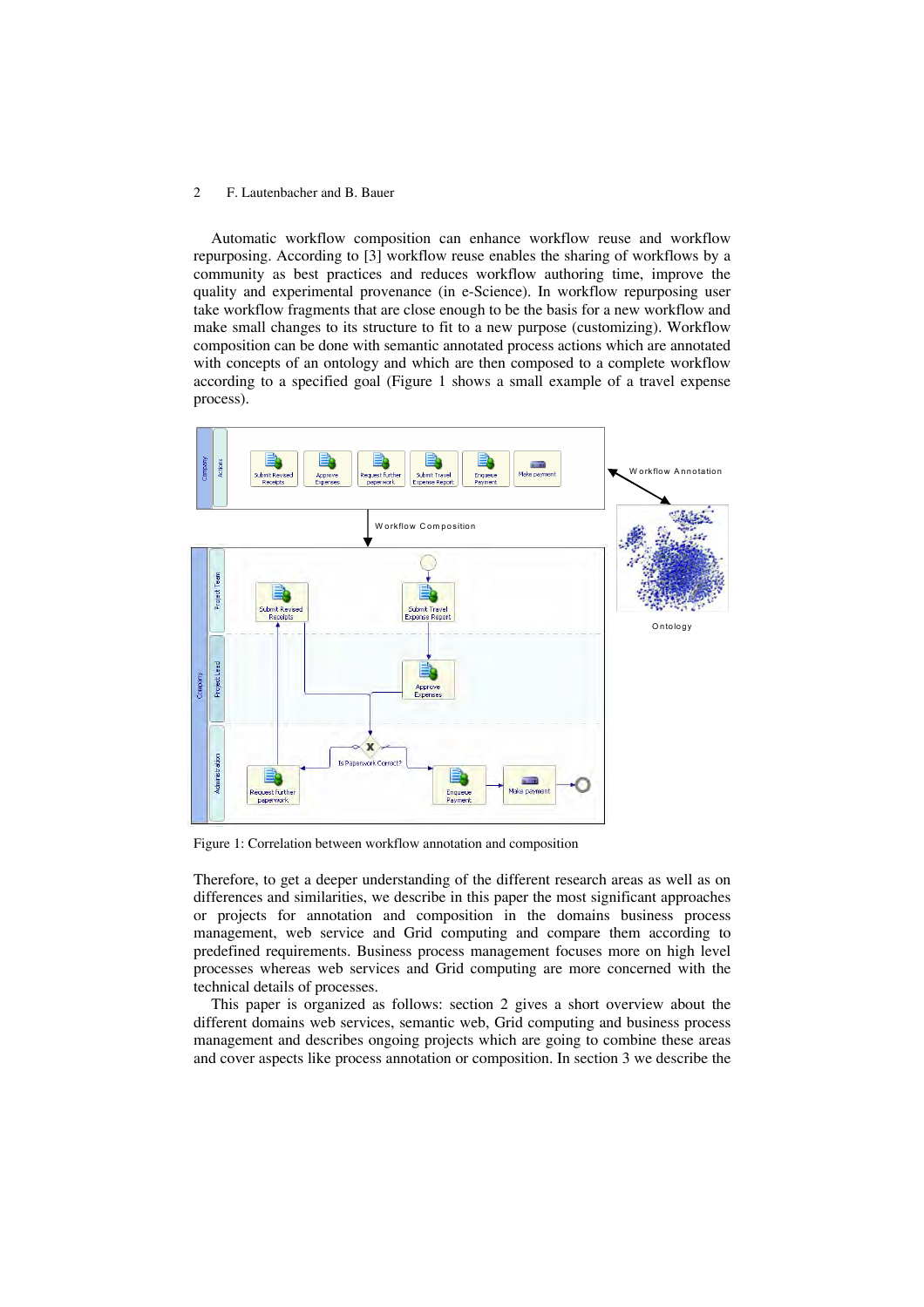Automatic workflow composition can enhance workflow reuse and workflow repurposing. According to [3] workflow reuse enables the sharing of workflows by a community as best practices and reduces workflow authoring time, improve the quality and experimental provenance (in e-Science). In workflow repurposing user take workflow fragments that are close enough to be the basis for a new workflow and make small changes to its structure to fit to a new purpose (customizing). Workflow composition can be done with semantic annotated process actions which are annotated with concepts of an ontology and which are then composed to a complete workflow according to a specified goal (Figure 1 shows a small example of a travel expense process).

Figure 1: Correlation between workflow annotation and composition

Therefore, to get a deeper understanding of the different research areas as well as on differences and similarities, we describe in this paper the most significant approaches or projects for annotation and composition in the domains business process management, web service and Grid computing and compare them according to predefined requirements. Business process management focuses more on high level processes whereas web services and Grid computing are more concerned with the technical details of processes.

This paper is organized as follows: section 2 gives a short overview about the different domains web services, semantic web, Grid computing and business process management and describes ongoing projects which are going to combine these areas and cover aspects like process annotation or composition. In section 3 we describe the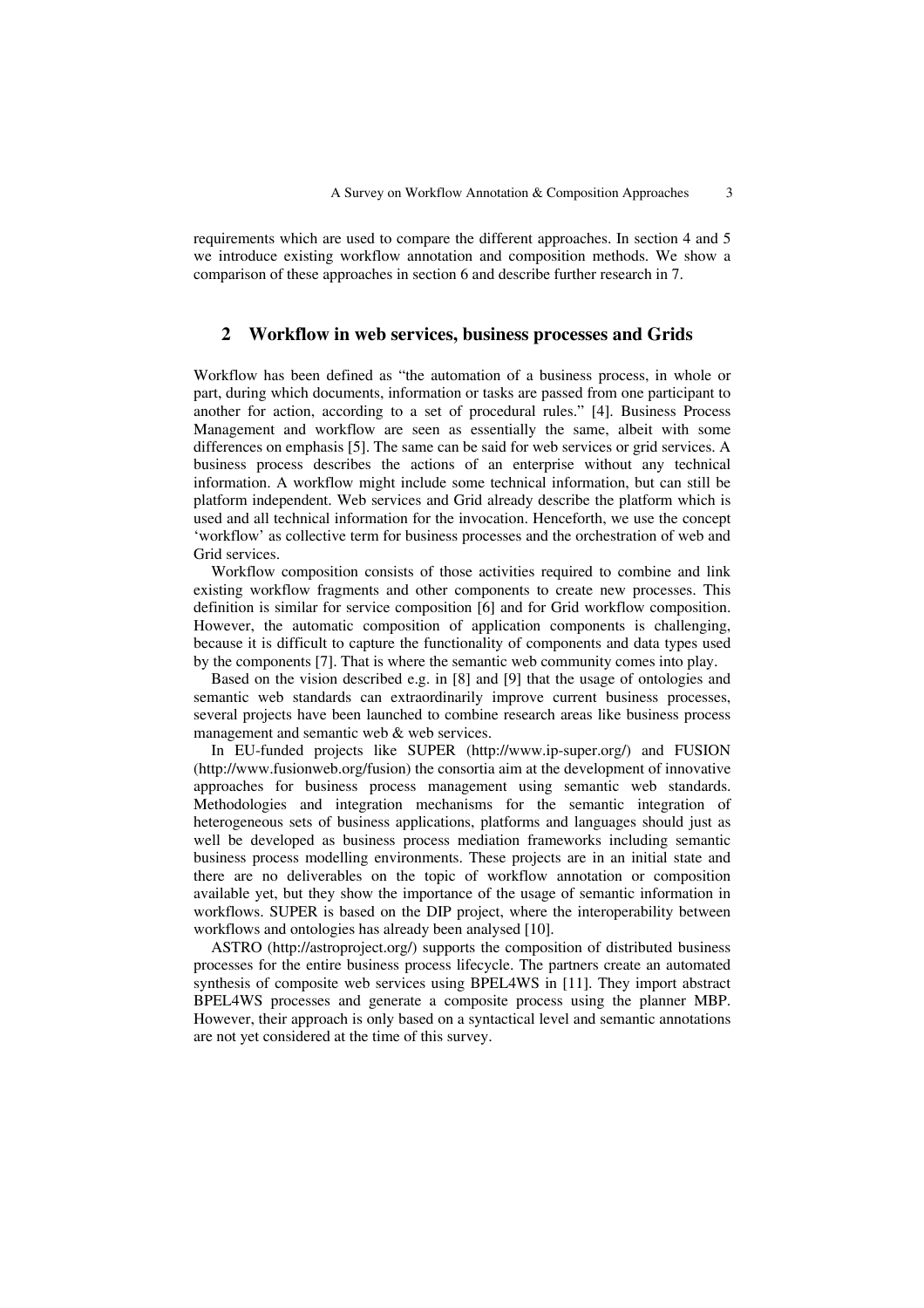requirements which are used to compare the different approaches. In section 4 and 5 we introduce existing workflow annotation and composition methods. We show a comparison of these approaches in section 6 and describe further research in 7.

## 2 Workflow in web services, business processes and Grids

Workflow has been defined as "the automation of a business process, in whole or part, during which documents, information or tasks are passed from one participant to another for action, according to a set of procedural rules." [4]. Business Process Management and workflow are seen as essentially the same, albeit with some differences on emphasis [5]. The same can be said for web services or grid services. A business process describes the actions of an enterprise without any technical information. A workflow might include some technical information, but can still be platform independent. Web services and Grid already describe the platform which is used and all technical information for the invocation. Henceforth, we use the concept 'workflow' as collective term for business processes and the orchestration of web and Grid services.

Workflow composition consists of those activities required to combine and link existing workflow fragments and other components to create new processes. This definition is similar for service composition [6] and for Grid workflow composition. However, the automatic composition of application components is challenging, because it is difficult to capture the functionality of components and data types used by the components [7]. That is where the semantic web community comes into play.

Based on the vision described e.g. in [8] and [9] that the usage of ontologies and semantic web standards can extraordinarily improve current business processes, several projects have been launched to combine research areas like business process management and semantic web & web services.

In EU-funded projects like SUPER (http://www.ip-super.org/) and FUSION (http://www.fusionweb.org/fusion) the consortia aim at the development of innovative approaches for business process management using semantic web standards. Methodologies and integration mechanisms for the semantic integration of heterogeneous sets of business applications, platforms and languages should just as well be developed as business process mediation frameworks including semantic business process modelling environments. These projects are in an initial state and there are no deliverables on the topic of workflow annotation or composition available yet, but they show the importance of the usage of semantic information in workflows. SUPER is based on the DIP project, where the interoperability between workflows and ontologies has already been analysed [10].

ASTRO (http://astroproject.org/) supports the composition of distributed business processes for the entire business process lifecycle. The partners create an automated synthesis of composite web services using BPEL4WS in [11]. They import abstract BPEL4WS processes and generate a composite process using the planner MBP. However, their approach is only based on a syntactical level and semantic annotations are not yet considered at the time of this survey.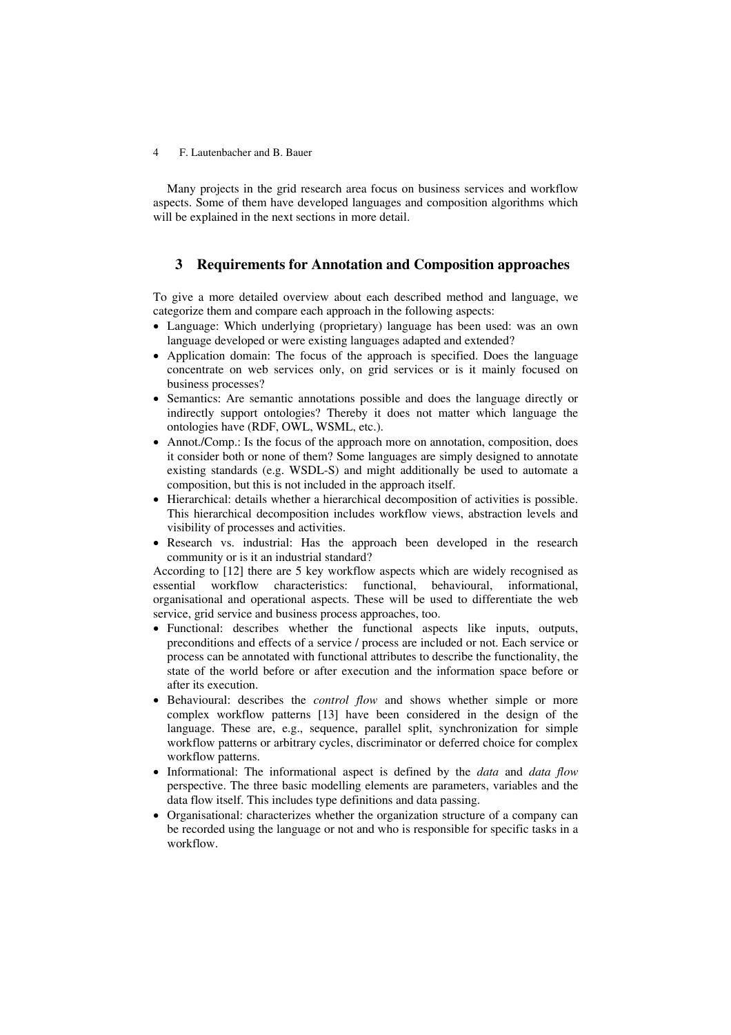Many projects in the grid research area focus on business services and workflow aspects. Some of them have developed languages and composition algorithms which will be explained in the next sections in more detail.

## 3 Requirements for Annotation and Composition approaches

To give a more detailed overview about each described method and language, we categorize them and compare each approach in the following aspects:

- Language: Which underlying (proprietary) language has been used: was an own language developed or were existing languages adapted and extended?
- Application domain: The focus of the approach is specified. Does the language concentrate on web services only, on grid services or is it mainly focused on business processes?
- Semantics: Are semantic annotations possible and does the language directly or indirectly support ontologies? Thereby it does not matter which language the ontologies have (RDF, OWL, WSML, etc.).
- Annot./Comp.: Is the focus of the approach more on annotation, composition, does it consider both or none of them? Some languages are simply designed to annotate existing standards (e.g. WSDL-S) and might additionally be used to automate a composition, but this is not included in the approach itself.
- Hierarchical: details whether a hierarchical decomposition of activities is possible. This hierarchical decomposition includes workflow views, abstraction levels and visibility of processes and activities.
- Research vs. industrial: Has the approach been developed in the research community or is it an industrial standard?

According to [12] there are 5 key workflow aspects which are widely recognised as essential workflow characteristics: functional, behavioural, informational, organisational and operational aspects. These will be used to differentiate the web service, grid service and business process approaches, too.

- Functional: describes whether the functional aspects like inputs, outputs, preconditions and effects of a service / process are included or not. Each service or process can be annotated with functional attributes to describe the functionality, the state of the world before or after execution and the information space before or after its execution.
- Behavioural: describes the *control flow* and shows whether simple or more complex workflow patterns [13] have been considered in the design of the language. These are, e.g., sequence, parallel split, synchronization for simple workflow patterns or arbitrary cycles, discriminator or deferred choice for complex workflow patterns.
- Informational: The informational aspect is defined by the *data* and *data flow* perspective. The three basic modelling elements are parameters, variables and the data flow itself. This includes type definitions and data passing.
- Organisational: characterizes whether the organization structure of a company can be recorded using the language or not and who is responsible for specific tasks in a workflow.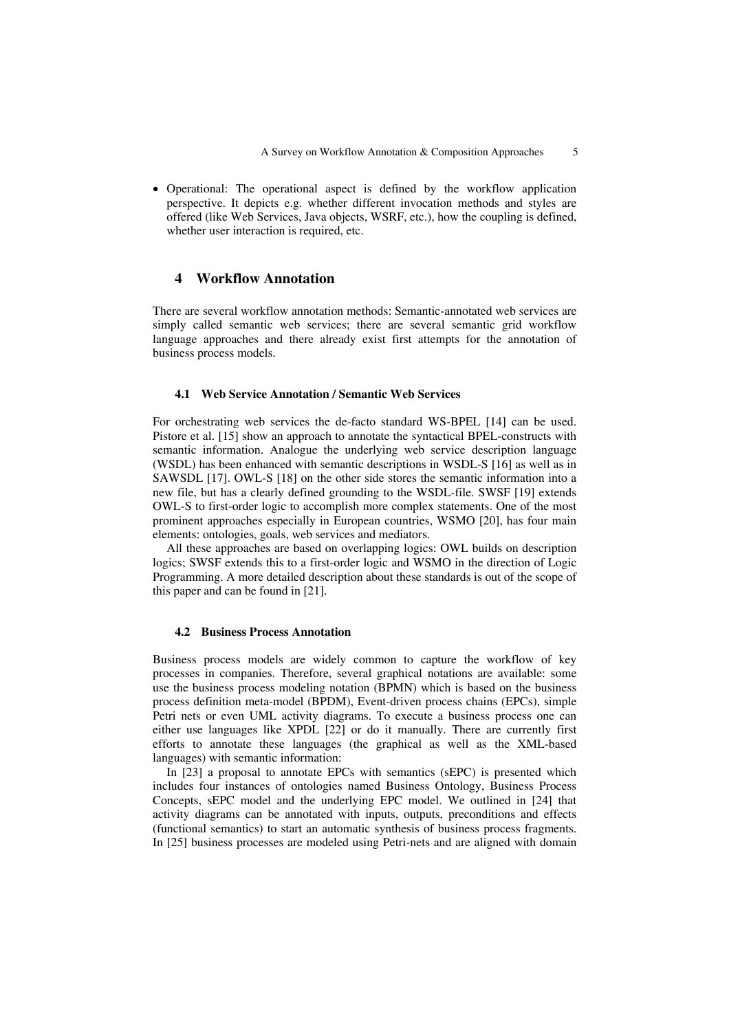- Operational: The operational aspect is defined by the workflow application perspective. It depicts e.g. whether different invocation methods and styles are offered (like Web Services, Java objects, WSRF, etc.), how the coupling is defined, whether user interaction is required, etc.

## 4 Workflow Annotation

There are several workflow annotation methods: Semantic-annotated web services are simply called semantic web services; there are several semantic grid workflow language approaches and there already exist first attempts for the annotation of business process models.

### 4.1 Web Service Annotation / Semantic Web Services

For orchestrating web services the de-facto standard WS-BPEL [14] can be used. Pistore et al. [15] show an approach to annotate the syntactical BPEL-constructs with semantic information. Analogue the underlying web service description language (WSDL) has been enhanced with semantic descriptions in WSDL-S [16] as well as in SAWSDL [17]. OWL-S [18] on the other side stores the semantic information into a new file, but has a clearly defined grounding to the WSDL-file. SWSF [19] extends OWL-S to first-order logic to accomplish more complex statements. One of the most prominent approaches especially in European countries, WSMO [20], has four main elements: ontologies, goals, web services and mediators.

All these approaches are based on overlapping logics: OWL builds on description logics; SWSF extends this to a first-order logic and WSMO in the direction of Logic Programming. A more detailed description about these standards is out of the scope of this paper and can be found in [21].

### 4.2 Business Process Annotation

Business process models are widely common to capture the workflow of key processes in companies. Therefore, several graphical notations are available: some use the business process modeling notation (BPMN) which is based on the business process definition meta-model (BPDM), Event-driven process chains (EPCs), simple Petri nets or even UML activity diagrams. To execute a business process one can either use languages like XPDL [22] or do it manually. There are currently first efforts to annotate these languages (the graphical as well as the XML-based languages) with semantic information:

In [23] a proposal to annotate EPCs with semantics (sEPC) is presented which includes four instances of ontologies named Business Ontology, Business Process Concepts, sEPC model and the underlying EPC model. We outlined in [24] that activity diagrams can be annotated with inputs, outputs, preconditions and effects (functional semantics) to start an automatic synthesis of business process fragments. In [25] business processes are modeled using Petri-nets and are aligned with domain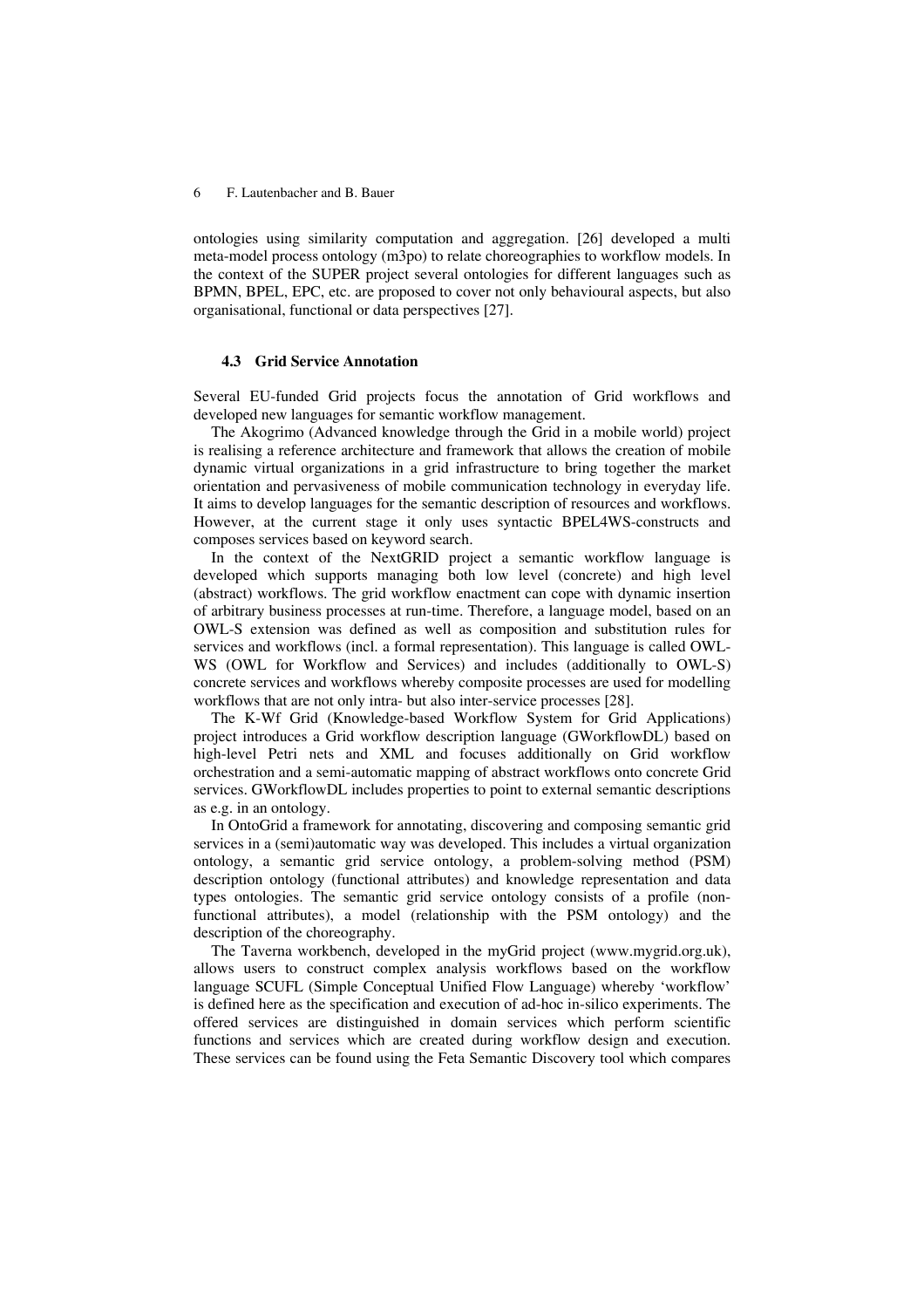ontologies using similarity computation and aggregation. [26] developed a multi meta-model process ontology (m3po) to relate choreographies to workflow models. In the context of the SUPER project several ontologies for different languages such as BPMN, BPEL, EPC, etc. are proposed to cover not only behavioural aspects, but also organisational, functional or data perspectives [27].

### 4.3 Grid Service Annotation

Several EU-funded Grid projects focus the annotation of Grid workflows and developed new languages for semantic workflow management.

The Akogrimo (Advanced knowledge through the Grid in a mobile world) project is realising a reference architecture and framework that allows the creation of mobile dynamic virtual organizations in a grid infrastructure to bring together the market orientation and pervasiveness of mobile communication technology in everyday life. It aims to develop languages for the semantic description of resources and workflows. However, at the current stage it only uses syntactic BPEL4WS-constructs and composes services based on keyword search.

In the context of the NextGRID project a semantic workflow language is developed which supports managing both low level (concrete) and high level (abstract) workflows. The grid workflow enactment can cope with dynamic insertion of arbitrary business processes at run-time. Therefore, a language model, based on an OWL-S extension was defined as well as composition and substitution rules for services and workflows (incl. a formal representation). This language is called OWL-WS (OWL for Workflow and Services) and includes (additionally to OWL-S) concrete services and workflows whereby composite processes are used for modelling workflows that are not only intra- but also inter-service processes [28].

The K-Wf Grid (Knowledge-based Workflow System for Grid Applications) project introduces a Grid workflow description language (GWorkflowDL) based on high-level Petri nets and XML and focuses additionally on Grid workflow orchestration and a semi-automatic mapping of abstract workflows onto concrete Grid services. GWorkflowDL includes properties to point to external semantic descriptions as e.g. in an ontology.

In OntoGrid a framework for annotating, discovering and composing semantic grid services in a (semi)automatic way was developed. This includes a virtual organization ontology, a semantic grid service ontology, a problem-solving method (PSM) description ontology (functional attributes) and knowledge representation and data types ontologies. The semantic grid service ontology consists of a profile (non-functional attributes), a model (relationship with the PSM ontology) and the description of the choreography.

The Taverna workbench, developed in the myGrid project (www.mygrid.org.uk), allows users to construct complex analysis workflows based on the workflow language SCUFL (Simple Conceptual Unified Flow Language) whereby 'workflow' is defined here as the specification and execution of ad-hoc in-silico experiments. The offered services are distinguished in domain services which perform scientific functions and services which are created during workflow design and execution. These services can be found using the Feta Semantic Discovery tool which compares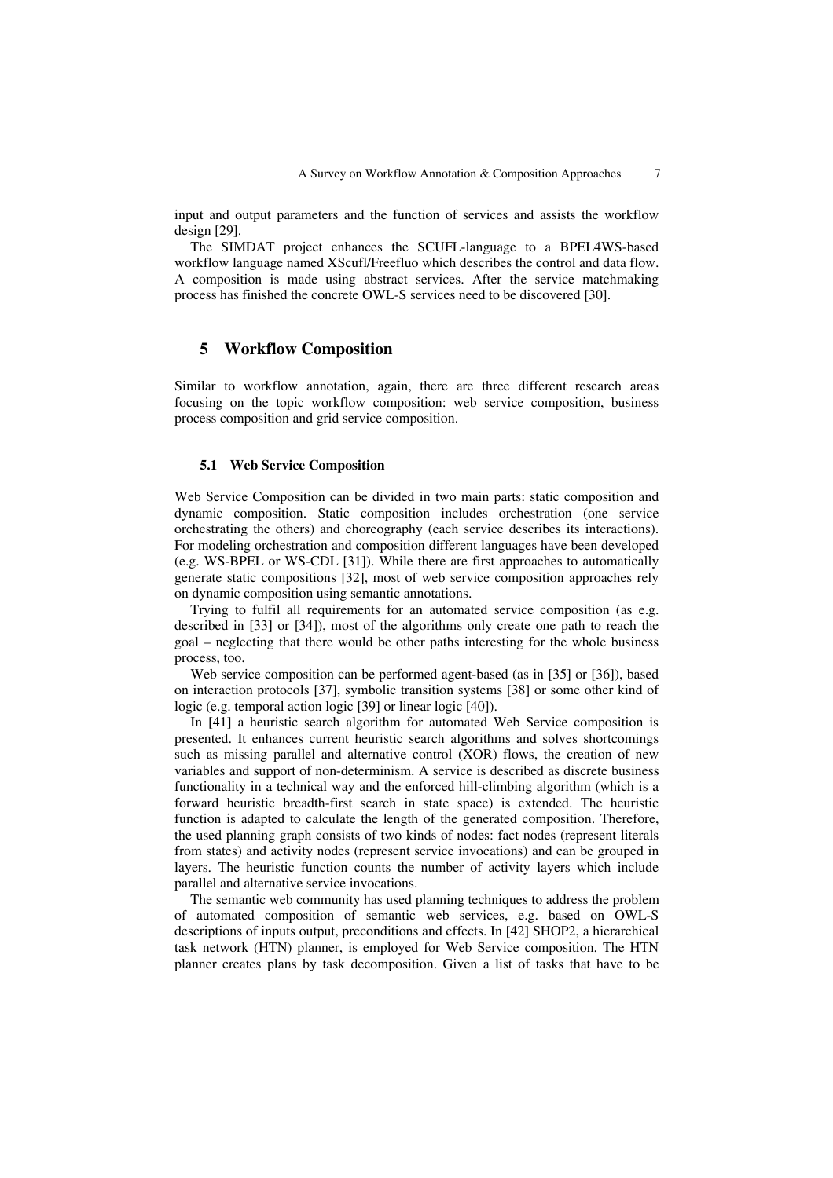input and output parameters and the function of services and assists the workflow design [29].

The SIMDAT project enhances the SCUFL-language to a BPEL4WS-based workflow language named XScufl/Freefluo which describes the control and data flow. A composition is made using abstract services. After the service matchmaking process has finished the concrete OWL-S services need to be discovered [30].

## 5 Workflow Composition

Similar to workflow annotation, again, there are three different research areas focusing on the topic workflow composition: web service composition, business process composition and grid service composition.

### 5.1 Web Service Composition

Web Service Composition can be divided in two main parts: static composition and dynamic composition. Static composition includes orchestration (one service orchestrating the others) and choreography (each service describes its interactions). For modeling orchestration and composition different languages have been developed (e.g. WS-BPEL or WS-CDL [31]). While there are first approaches to automatically generate static compositions [32], most of web service composition approaches rely on dynamic composition using semantic annotations.

Trying to fulfil all requirements for an automated service composition (as e.g. described in [33] or [34]), most of the algorithms only create one path to reach the goal – neglecting that there would be other paths interesting for the whole business process, too.

Web service composition can be performed agent-based (as in [35] or [36]), based on interaction protocols [37], symbolic transition systems [38] or some other kind of logic (e.g. temporal action logic [39] or linear logic [40]).

In [41] a heuristic search algorithm for automated Web Service composition is presented. It enhances current heuristic search algorithms and solves shortcomings such as missing parallel and alternative control (XOR) flows, the creation of new variables and support of non-determinism. A service is described as discrete business functionality in a technical way and the enforced hill-climbing algorithm (which is a forward heuristic breadth-first search in state space) is extended. The heuristic function is adapted to calculate the length of the generated composition. Therefore, the used planning graph consists of two kinds of nodes: fact nodes (represent literals from states) and activity nodes (represent service invocations) and can be grouped in layers. The heuristic function counts the number of activity layers which include parallel and alternative service invocations.

The semantic web community has used planning techniques to address the problem of automated composition of semantic web services, e.g. based on OWL-S descriptions of inputs output, preconditions and effects. In [42] SHOP2, a hierarchical task network (HTN) planner, is employed for Web Service composition. The HTN planner creates plans by task decomposition. Given a list of tasks that have to be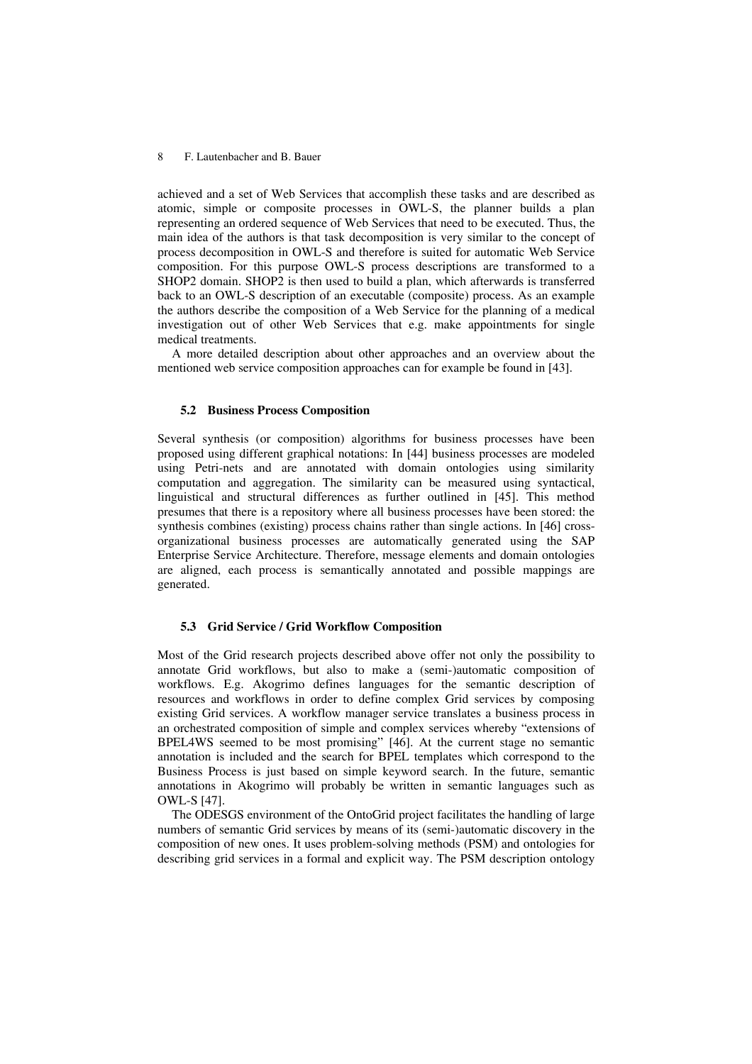achieved and a set of Web Services that accomplish these tasks and are described as atomic, simple or composite processes in OWL-S, the planner builds a plan representing an ordered sequence of Web Services that need to be executed. Thus, the main idea of the authors is that task decomposition is very similar to the concept of process decomposition in OWL-S and therefore is suited for automatic Web Service composition. For this purpose OWL-S process descriptions are transformed to a SHOP2 domain. SHOP2 is then used to build a plan, which afterwards is transferred back to an OWL-S description of an executable (composite) process. As an example the authors describe the composition of a Web Service for the planning of a medical investigation out of other Web Services that e.g. make appointments for single medical treatments.

A more detailed description about other approaches and an overview about the mentioned web service composition approaches can for example be found in [43].

### 5.2 Business Process Composition

Several synthesis (or composition) algorithms for business processes have been proposed using different graphical notations: In [44] business processes are modeled using Petri-nets and are annotated with domain ontologies using similarity computation and aggregation. The similarity can be measured using syntactical, linguistical and structural differences as further outlined in [45]. This method presumes that there is a repository where all business processes have been stored: the synthesis combines (existing) process chains rather than single actions. In [46] cross-organizational business processes are automatically generated using the SAP Enterprise Service Architecture. Therefore, message elements and domain ontologies are aligned, each process is semantically annotated and possible mappings are generated.

### 5.3 Grid Service / Grid Workflow Composition

Most of the Grid research projects described above offer not only the possibility to annotate Grid workflows, but also to make a (semi-)automatic composition of workflows. E.g. Akogrimo defines languages for the semantic description of resources and workflows in order to define complex Grid services by composing existing Grid services. A workflow manager service translates a business process in an orchestrated composition of simple and complex services whereby "extensions of BPEL4WS seemed to be most promising" [46]. At the current stage no semantic annotation is included and the search for BPEL templates which correspond to the Business Process is just based on simple keyword search. In the future, semantic annotations in Akogrimo will probably be written in semantic languages such as OWL-S [47].

The ODESGS environment of the OntoGrid project facilitates the handling of large numbers of semantic Grid services by means of its (semi-)automatic discovery in the composition of new ones. It uses problem-solving methods (PSM) and ontologies for describing grid services in a formal and explicit way. The PSM description ontology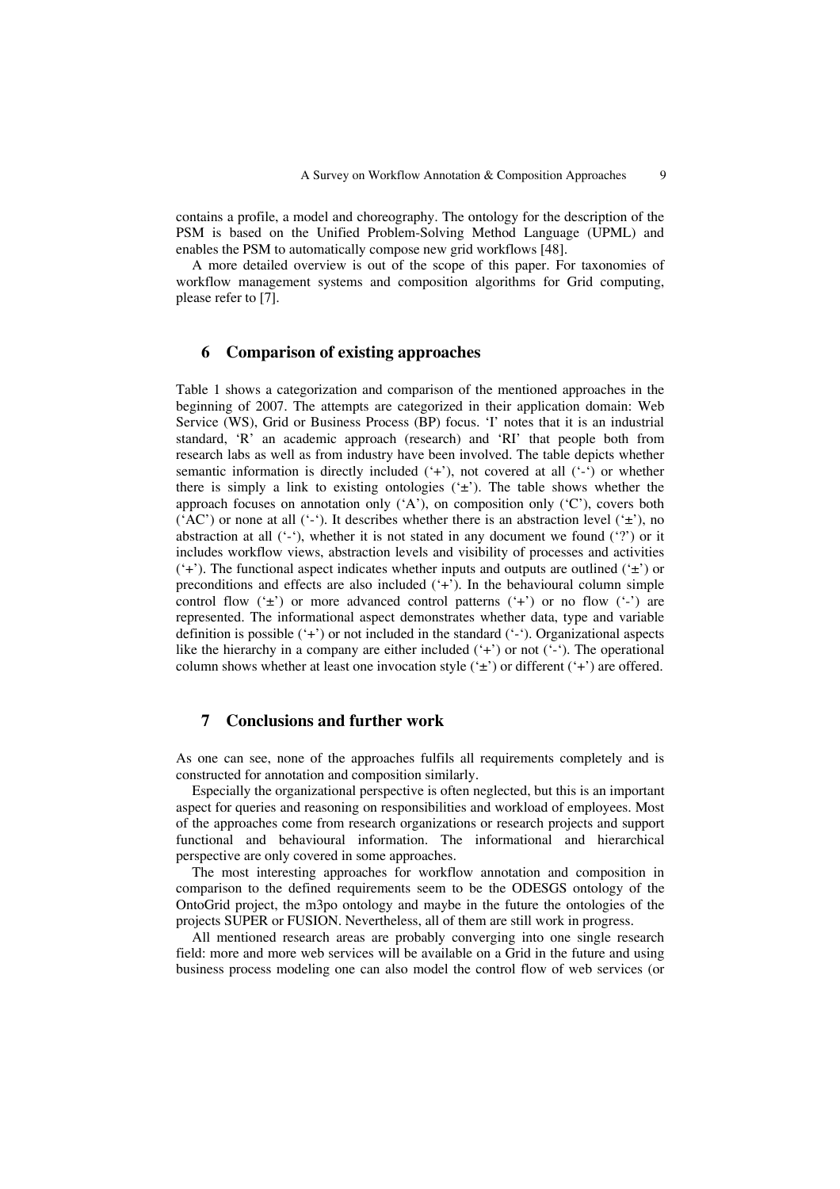contains a profile, a model and choreography. The ontology for the description of the PSM is based on the Unified Problem-Solving Method Language (UPML) and enables the PSM to automatically compose new grid workflows [48].

A more detailed overview is out of the scope of this paper. For taxonomies of workflow management systems and composition algorithms for Grid computing, please refer to [7].

## 6 Comparison of existing approaches

Table 1 shows a categorization and comparison of the mentioned approaches in the beginning of 2007. The attempts are categorized in their application domain: Web Service (WS), Grid or Business Process (BP) focus. 'I' notes that it is an industrial standard, 'R' an academic approach (research) and 'RI' that people both from research labs as well as from industry have been involved. The table depicts whether semantic information is directly included ('+'), not covered at all ('-') or whether there is simply a link to existing ontologies ('±'). The table shows whether the approach focuses on annotation only ('A'), on composition only ('C'), covers both ('AC') or none at all ('-'). It describes whether there is an abstraction level ('±'), no abstraction at all ('-'), whether it is not stated in any document we found ('?') or it includes workflow views, abstraction levels and visibility of processes and activities ('+'). The functional aspect indicates whether inputs and outputs are outlined ('±') or preconditions and effects are also included ('+'). In the behavioural column simple control flow ('±') or more advanced control patterns ('+') or no flow ('-') are represented. The informational aspect demonstrates whether data, type and variable definition is possible ('+') or not included in the standard ('-'). Organizational aspects like the hierarchy in a company are either included ('+') or not ('-'). The operational column shows whether at least one invocation style ('±') or different ('+') are offered.

## 7 Conclusions and further work

As one can see, none of the approaches fulfils all requirements completely and is constructed for annotation and composition similarly.

Especially the organizational perspective is often neglected, but this is an important aspect for queries and reasoning on responsibilities and workload of employees. Most of the approaches come from research organizations or research projects and support functional and behavioural information. The informational and hierarchical perspective are only covered in some approaches.

The most interesting approaches for workflow annotation and composition in comparison to the defined requirements seem to be the ODESGS ontology of the OntoGrid project, the m3po ontology and maybe in the future the ontologies of the projects SUPER or FUSION. Nevertheless, all of them are still work in progress.

All mentioned research areas are probably converging into one single research field: more and more web services will be available on a Grid in the future and using business process modeling one can also model the control flow of web services (or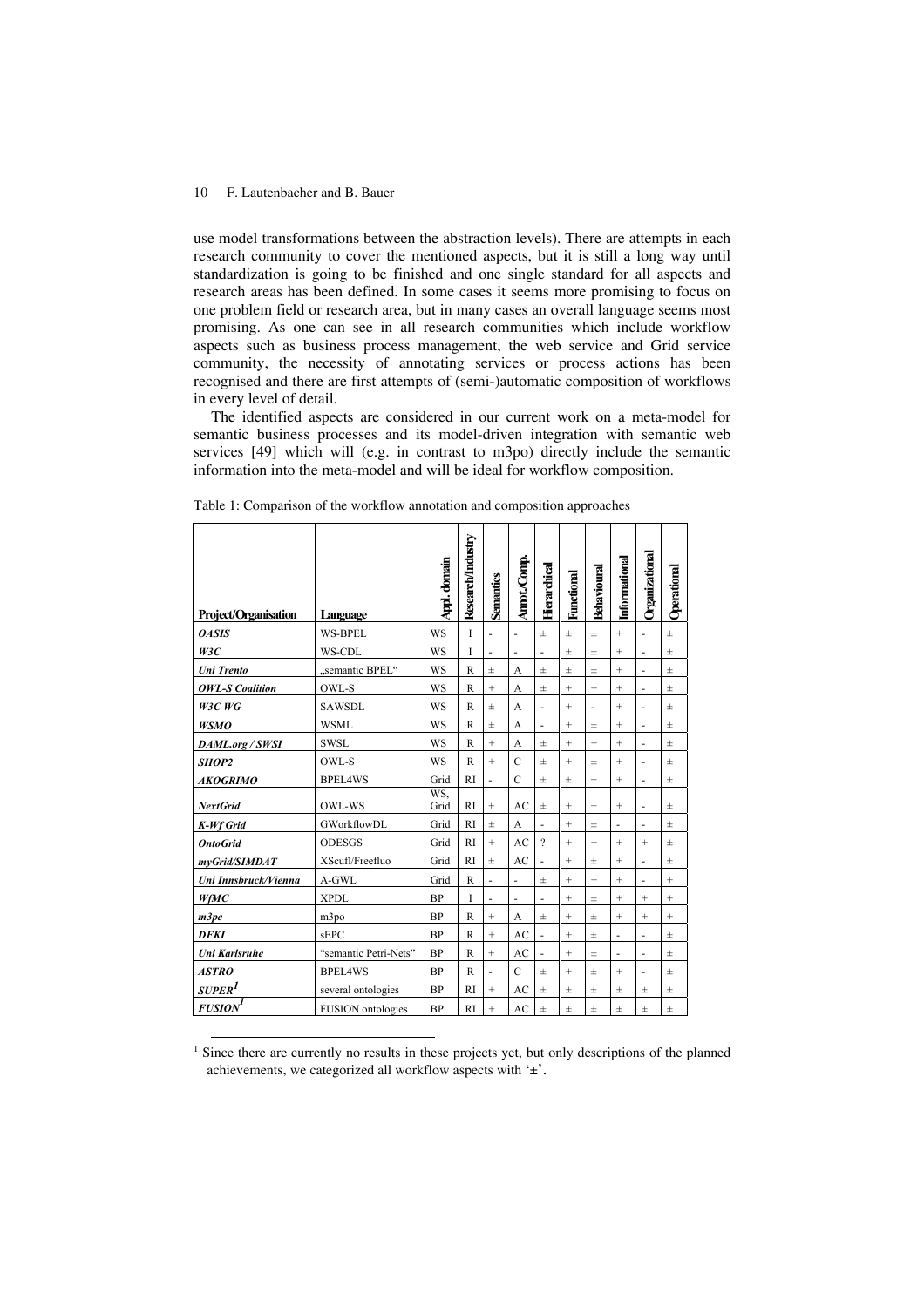use model transformations between the abstraction levels). There are attempts in each research community to cover the mentioned aspects, but it is still a long way until standardization is going to be finished and one single standard for all aspects and research areas has been defined. In some cases it seems more promising to focus on one problem field or research area, but in many cases an overall language seems most promising. As one can see in all research communities which include workflow aspects such as business process management, the web service and Grid service community, the necessity of annotating services or process actions has been recognised and there are first attempts of (semi-)automatic composition of workflows in every level of detail.

The identified aspects are considered in our current work on a meta-model for semantic business processes and its model-driven integration with semantic web services [49] which will (e.g. in contrast to m3po) directly include the semantic information into the meta-model and will be ideal for workflow composition.

Table 1: Comparison of the workflow annotation and composition approaches

| Project/Organisation | Language | Appl. domain | Research/Industry | Semantics | Annot./Comp. | Hierarchical | Functional | Behavioural | Informational | Organizational | Operational |
|---|---|---|---|---|---|---|---|---|---|---|---|
| ***OASIS*** | WS-BPEL | WS | I | - | - | ± | ± | ± | + | - | ± |
| ***W3C*** | WS-CDL | WS | I | - | - | - | ± | ± | + | - | ± |
| ***Uni Trento*** | „semantic BPEL“ | WS | R | ± | A | ± | ± | ± | + | - | ± |
| ***OWL-S Coalition*** | OWL-S | WS | R | + | A | ± | + | + | + | - | ± |
| ***W3C WG*** | SAWSDL | WS | R | ± | A | - | + | - | + | - | ± |
| ***WSMO*** | WSML | WS | R | ± | A | - | + | ± | + | - | ± |
| ***DAML.org / SWSI*** | SWSL | WS | R | + | A | ± | + | + | + | - | ± |
| ***SHOP2*** | OWL-S | WS | R | + | C | ± | + | ± | + | - | ± |
| ***AKOGRIMO*** | BPEL4WS | Grid | RI | - | C | ± | ± | + | + | - | ± |
| ***NextGrid*** | OWL-WS | WS, Grid | RI | + | AC | ± | + | + | + | - | ± |
| ***K-Wf Grid*** | GWorkflowDL | Grid | RI | ± | A | - | + | ± | - | - | ± |
| ***OntoGrid*** | ODESGS | Grid | RI | + | AC | ? | + | + | + | + | ± |
| ***myGrid/SIMDAT*** | XScufl/Freefluo | Grid | RI | ± | AC | - | + | ± | + | - | ± |
| ***Uni Innsbruck/Vienna*** | A-GWL | Grid | R | - | - | ± | + | + | + | - | + |
| ***WfMC*** | XPDL | BP | I | - | - | - | + | ± | + | + | + |
| ***m3pe*** | m3po | BP | R | + | A | ± | + | ± | + | + | + |
| ***DFKI*** | sEPC | BP | R | + | AC | - | + | ± | - | - | ± |
| ***Uni Karlsruhe*** | "semantic Petri-Nets" | BP | R | + | AC | - | + | ± | - | - | ± |
| ***ASTRO*** | BPEL4WS | BP | R | - | C | ± | + | ± | + | - | ± |
| ***SUPER***[1] | several ontologies | BP | RI | + | AC | ± | ± | ± | ± | ± | ± |
| ***FUSION***[1] | FUSION ontologies | BP | RI | + | AC | ± | ± | ± | ± | ± | ± |

[1] Since there are currently no results in these projects yet, but only descriptions of the planned achievements, we categorized all workflow aspects with '±'.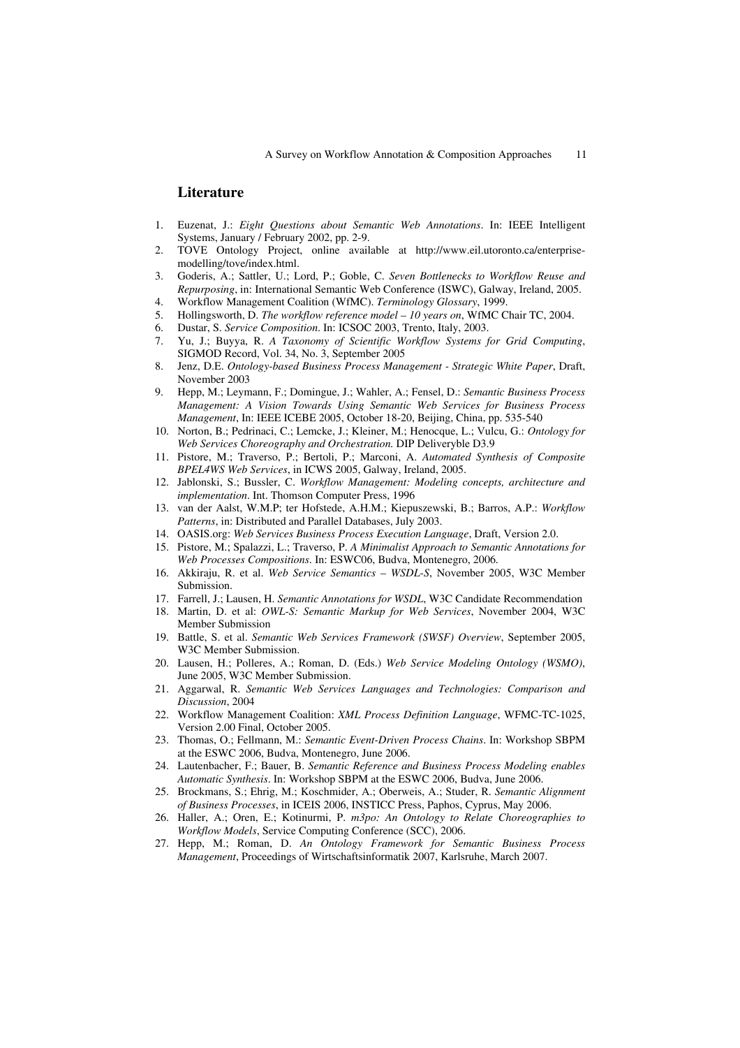## Literature

1. Euzenat, J.: *Eight Questions about Semantic Web Annotations*. In: IEEE Intelligent Systems, January / February 2002, pp. 2-9.
2. TOVE Ontology Project, online available at http://www.eil.utoronto.ca/enterprise-modelling/tove/index.html.
3. Goderis, A.; Sattler, U.; Lord, P.; Goble, C. *Seven Bottlenecks to Workflow Reuse and Repurposing*, in: International Semantic Web Conference (ISWC), Galway, Ireland, 2005.
4. Workflow Management Coalition (WfMC). *Terminology Glossary*, 1999.
5. Hollingsworth, D. *The workflow reference model – 10 years on*, WfMC Chair TC, 2004.
6. Dustar, S. *Service Composition*. In: ICSOC 2003, Trento, Italy, 2003.
7. Yu, J.; Buyya, R. *A Taxonomy of Scientific Workflow Systems for Grid Computing*, SIGMOD Record, Vol. 34, No. 3, September 2005
8. Jenz, D.E. *Ontology-based Business Process Management - Strategic White Paper*, Draft, November 2003
9. Hepp, M.; Leymann, F.; Domingue, J.; Wahler, A.; Fensel, D.: *Semantic Business Process Management: A Vision Towards Using Semantic Web Services for Business Process Management*, In: IEEE ICEBE 2005, October 18-20, Beijing, China, pp. 535-540
10. Norton, B.; Pedrinaci, C.; Lemcke, J.; Kleiner, M.; Henocque, L.; Vulcu, G.: *Ontology for Web Services Choreography and Orchestration.* DIP Deliveryble D3.9
11. Pistore, M.; Traverso, P.; Bertoli, P.; Marconi, A. *Automated Synthesis of Composite BPEL4WS Web Services*, in ICWS 2005, Galway, Ireland, 2005.
12. Jablonski, S.; Bussler, C. *Workflow Management: Modeling concepts, architecture and implementation*. Int. Thomson Computer Press, 1996
13. van der Aalst, W.M.P; ter Hofstede, A.H.M.; Kiepuszewski, B.; Barros, A.P.: *Workflow Patterns*, in: Distributed and Parallel Databases, July 2003.
14. OASIS.org: *Web Services Business Process Execution Language*, Draft, Version 2.0.
15. Pistore, M.; Spalazzi, L.; Traverso, P. *A Minimalist Approach to Semantic Annotations for Web Processes Compositions*. In: ESWC06, Budva, Montenegro, 2006.
16. Akkiraju, R. et al. *Web Service Semantics – WSDL-S*, November 2005, W3C Member Submission.
17. Farrell, J.; Lausen, H. *Semantic Annotations for WSDL*, W3C Candidate Recommendation
18. Martin, D. et al: *OWL-S: Semantic Markup for Web Services*, November 2004, W3C Member Submission
19. Battle, S. et al. *Semantic Web Services Framework (SWSF) Overview*, September 2005, W3C Member Submission.
20. Lausen, H.; Polleres, A.; Roman, D. (Eds.) *Web Service Modeling Ontology (WSMO)*, June 2005, W3C Member Submission.
21. Aggarwal, R. *Semantic Web Services Languages and Technologies: Comparison and Discussion*, 2004
22. Workflow Management Coalition: *XML Process Definition Language*, WFMC-TC-1025, Version 2.00 Final, October 2005.
23. Thomas, O.; Fellmann, M.: *Semantic Event-Driven Process Chains*. In: Workshop SBPM at the ESWC 2006, Budva, Montenegro, June 2006.
24. Lautenbacher, F.; Bauer, B. *Semantic Reference and Business Process Modeling enables Automatic Synthesis*. In: Workshop SBPM at the ESWC 2006, Budva, June 2006.
25. Brockmans, S.; Ehrig, M.; Koschmider, A.; Oberweis, A.; Studer, R. *Semantic Alignment of Business Processes*, in ICEIS 2006, INSTICC Press, Paphos, Cyprus, May 2006.
26. Haller, A.; Oren, E.; Kotinurmi, P. *m3po: An Ontology to Relate Choreographies to Workflow Models*, Service Computing Conference (SCC), 2006.
27. Hepp, M.; Roman, D. *An Ontology Framework for Semantic Business Process Management*, Proceedings of Wirtschaftsinformatik 2007, Karlsruhe, March 2007.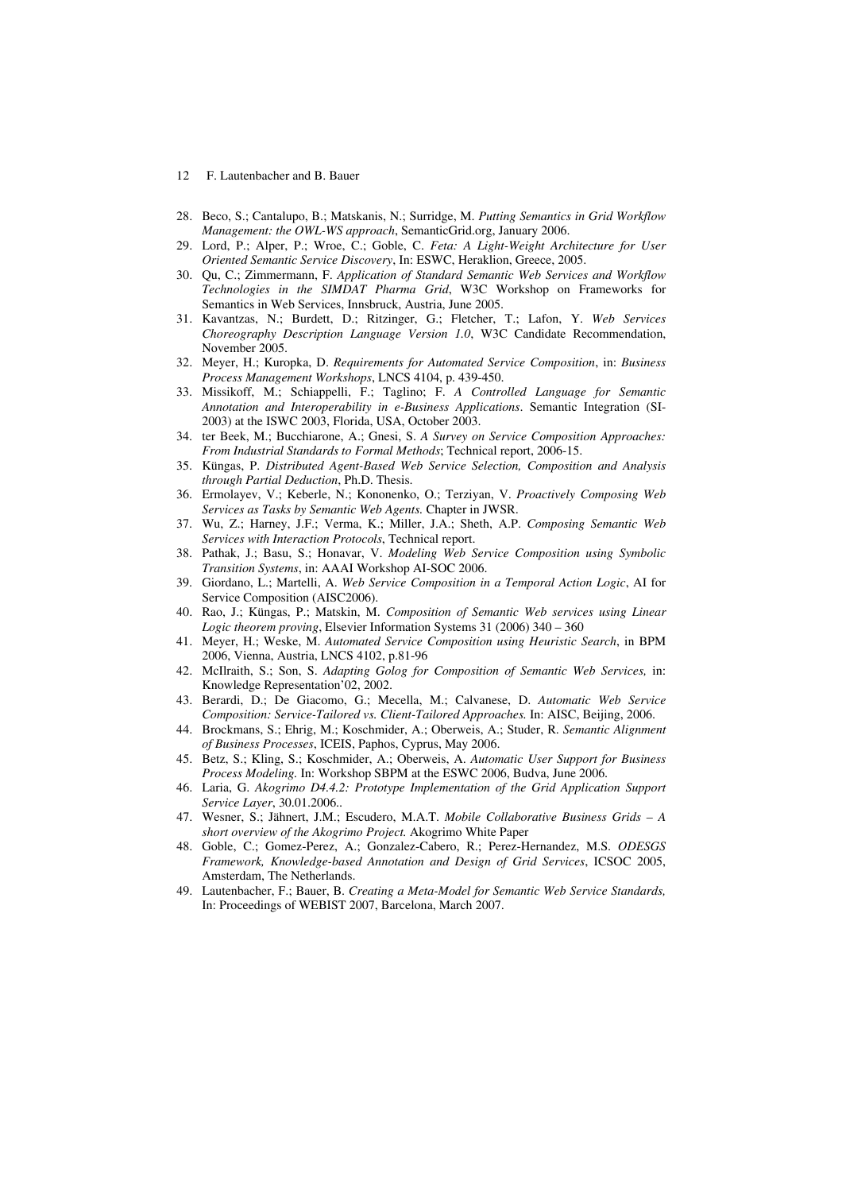28. Beco, S.; Cantalupo, B.; Matskanis, N.; Surridge, M. *Putting Semantics in Grid Workflow Management: the OWL-WS approach*, SemanticGrid.org, January 2006.
29. Lord, P.; Alper, P.; Wroe, C.; Goble, C. *Feta: A Light-Weight Architecture for User Oriented Semantic Service Discovery*, In: ESWC, Heraklion, Greece, 2005.
30. Qu, C.; Zimmermann, F. *Application of Standard Semantic Web Services and Workflow Technologies in the SIMDAT Pharma Grid*, W3C Workshop on Frameworks for Semantics in Web Services, Innsbruck, Austria, June 2005.
31. Kavantzas, N.; Burdett, D.; Ritzinger, G.; Fletcher, T.; Lafon, Y. *Web Services Choreography Description Language Version 1.0*, W3C Candidate Recommendation, November 2005.
32. Meyer, H.; Kuropka, D. *Requirements for Automated Service Composition*, in: *Business Process Management Workshops*, LNCS 4104, p. 439-450.
33. Missikoff, M.; Schiappelli, F.; Taglino; F. *A Controlled Language for Semantic Annotation and Interoperability in e-Business Applications*. Semantic Integration (SI-2003) at the ISWC 2003, Florida, USA, October 2003.
34. ter Beek, M.; Bucchiarone, A.; Gnesi, S. *A Survey on Service Composition Approaches: From Industrial Standards to Formal Methods*; Technical report, 2006-15.
35. Küngas, P. *Distributed Agent-Based Web Service Selection, Composition and Analysis through Partial Deduction*, Ph.D. Thesis.
36. Ermolayev, V.; Keberle, N.; Kononenko, O.; Terziyan, V. *Proactively Composing Web Services as Tasks by Semantic Web Agents.* Chapter in JWSR.
37. Wu, Z.; Harney, J.F.; Verma, K.; Miller, J.A.; Sheth, A.P. *Composing Semantic Web Services with Interaction Protocols*, Technical report.
38. Pathak, J.; Basu, S.; Honavar, V. *Modeling Web Service Composition using Symbolic Transition Systems*, in: AAAI Workshop AI-SOC 2006.
39. Giordano, L.; Martelli, A. *Web Service Composition in a Temporal Action Logic*, AI for Service Composition (AISC2006).
40. Rao, J.; Küngas, P.; Matskin, M. *Composition of Semantic Web services using Linear Logic theorem proving*, Elsevier Information Systems 31 (2006) 340 – 360
41. Meyer, H.; Weske, M. *Automated Service Composition using Heuristic Search*, in BPM 2006, Vienna, Austria, LNCS 4102, p.81-96
42. McIlraith, S.; Son, S. *Adapting Golog for Composition of Semantic Web Services,* in: Knowledge Representation'02, 2002.
43. Berardi, D.; De Giacomo, G.; Mecella, M.; Calvanese, D. *Automatic Web Service Composition: Service-Tailored vs. Client-Tailored Approaches.* In: AISC, Beijing, 2006.
44. Brockmans, S.; Ehrig, M.; Koschmider, A.; Oberweis, A.; Studer, R. *Semantic Alignment of Business Processes*, ICEIS, Paphos, Cyprus, May 2006.
45. Betz, S.; Kling, S.; Koschmider, A.; Oberweis, A. *Automatic User Support for Business Process Modeling.* In: Workshop SBPM at the ESWC 2006, Budva, June 2006.
46. Laria, G. *Akogrimo D4.4.2: Prototype Implementation of the Grid Application Support Service Layer*, 30.01.2006..
47. Wesner, S.; Jähnert, J.M.; Escudero, M.A.T. *Mobile Collaborative Business Grids – A short overview of the Akogrimo Project.* Akogrimo White Paper
48. Goble, C.; Gomez-Perez, A.; Gonzalez-Cabero, R.; Perez-Hernandez, M.S. *ODESGS Framework, Knowledge-based Annotation and Design of Grid Services*, ICSOC 2005, Amsterdam, The Netherlands.
49. Lautenbacher, F.; Bauer, B. *Creating a Meta-Model for Semantic Web Service Standards,* In: Proceedings of WEBIST 2007, Barcelona, March 2007.